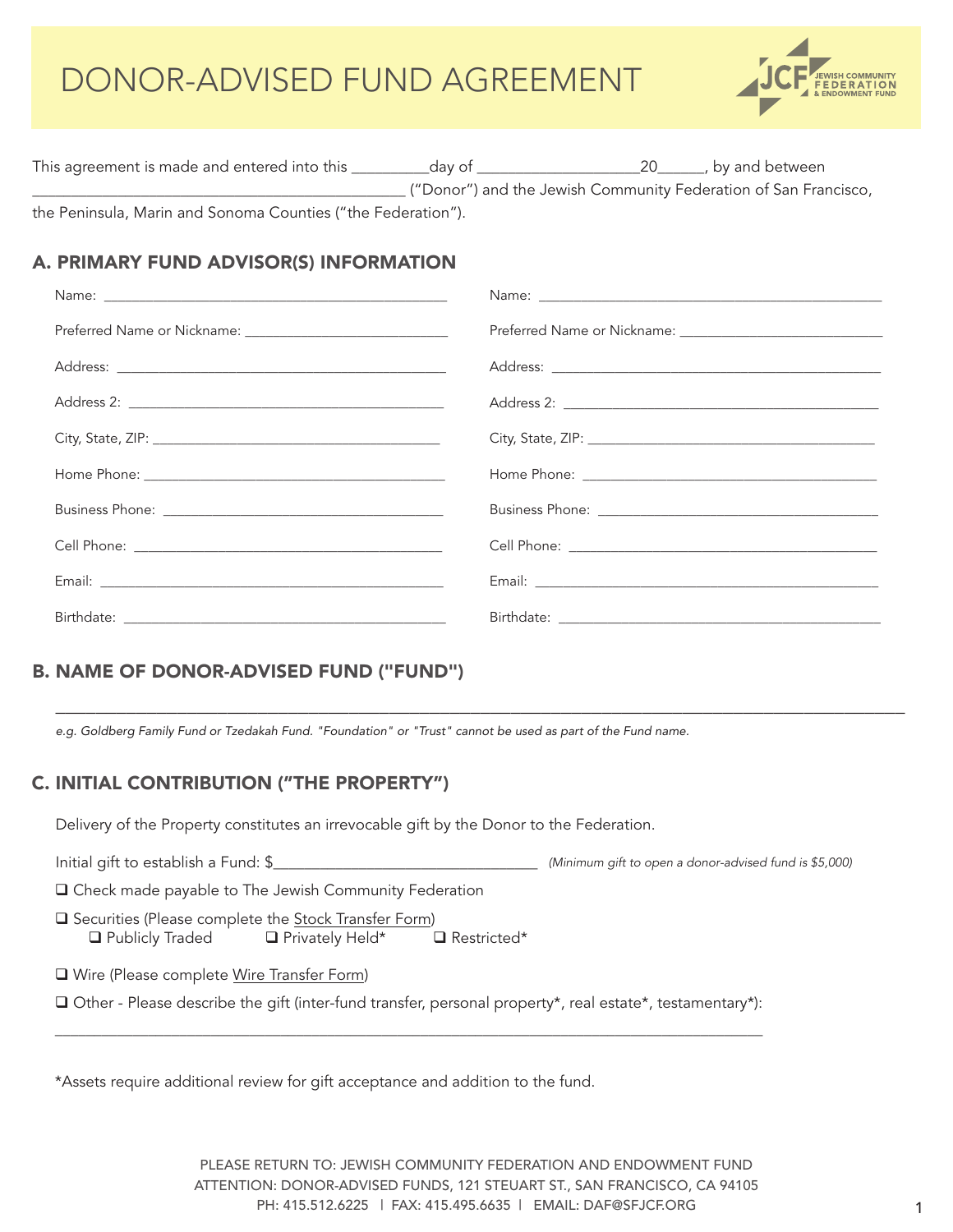# DONOR-ADVISED FUND AGREEMENT

This agreement is made and entered into this __________day of ____________________20______, by and between ______________________________________________ ("Donor") and the Jewish Community Federation of San Francisco, the Peninsula, Marin and Sonoma Counties ("the Federation").

## A. PRIMARY FUND ADVISOR(S) INFORMATION

Name: ______________________________________________

Preferred Name or Nickname: ___________________________

Address: ____________________________________________

Address 2: __________________________________________

City, State, ZIP: ______________________________________

Home Phone: ________________________________________

Business Phone: ______________________________________

Cell Phone: _________________________________________

Email: ______________________________________________

Birthdate: ___________________________________________

Name: ______________________________________________

Preferred Name or Nickname: ___________________________

Address: ____________________________________________

Address 2: __________________________________________

City, State, ZIP: ______________________________________

Home Phone: ________________________________________

Business Phone: ______________________________________

Cell Phone: _________________________________________

Email: ______________________________________________

Birthdate: ___________________________________________

## B. NAME OF DONOR-ADVISED FUND ("FUND")

______________________________________________________________________________

*e.g. Goldberg Family Fund or Tzedakah Fund. "Foundation" or "Trust" cannot be used as part of the Fund name.*

## C. INITIAL CONTRIBUTION ("THE PROPERTY")

Delivery of the Property constitutes an irrevocable gift by the Donor to the Federation.

Initial gift to establish a Fund: $_________________________________ *(Minimum gift to open a donor-advised fund is $5,000)*

❑ Check made payable to The Jewish Community Federation

❑ Securities (Please complete the Stock Transfer Form)
  ❑ Publicly Traded  ❑ Privately Held*  ❑ Restricted*

❑ Wire (Please complete Wire Transfer Form)

❑ Other - Please describe the gift (inter-fund transfer, personal property*, real estate*, testamentary*):

______________________________________________________________________________

*Assets require additional review for gift acceptance and addition to the fund.

PLEASE RETURN TO: JEWISH COMMUNITY FEDERATION AND ENDOWMENT FUND
ATTENTION: DONOR-ADVISED FUNDS, 121 STEUART ST., SAN FRANCISCO, CA 94105
PH: 415.512.6225 | FAX: 415.495.6635 | EMAIL: DAF@SFJCF.ORG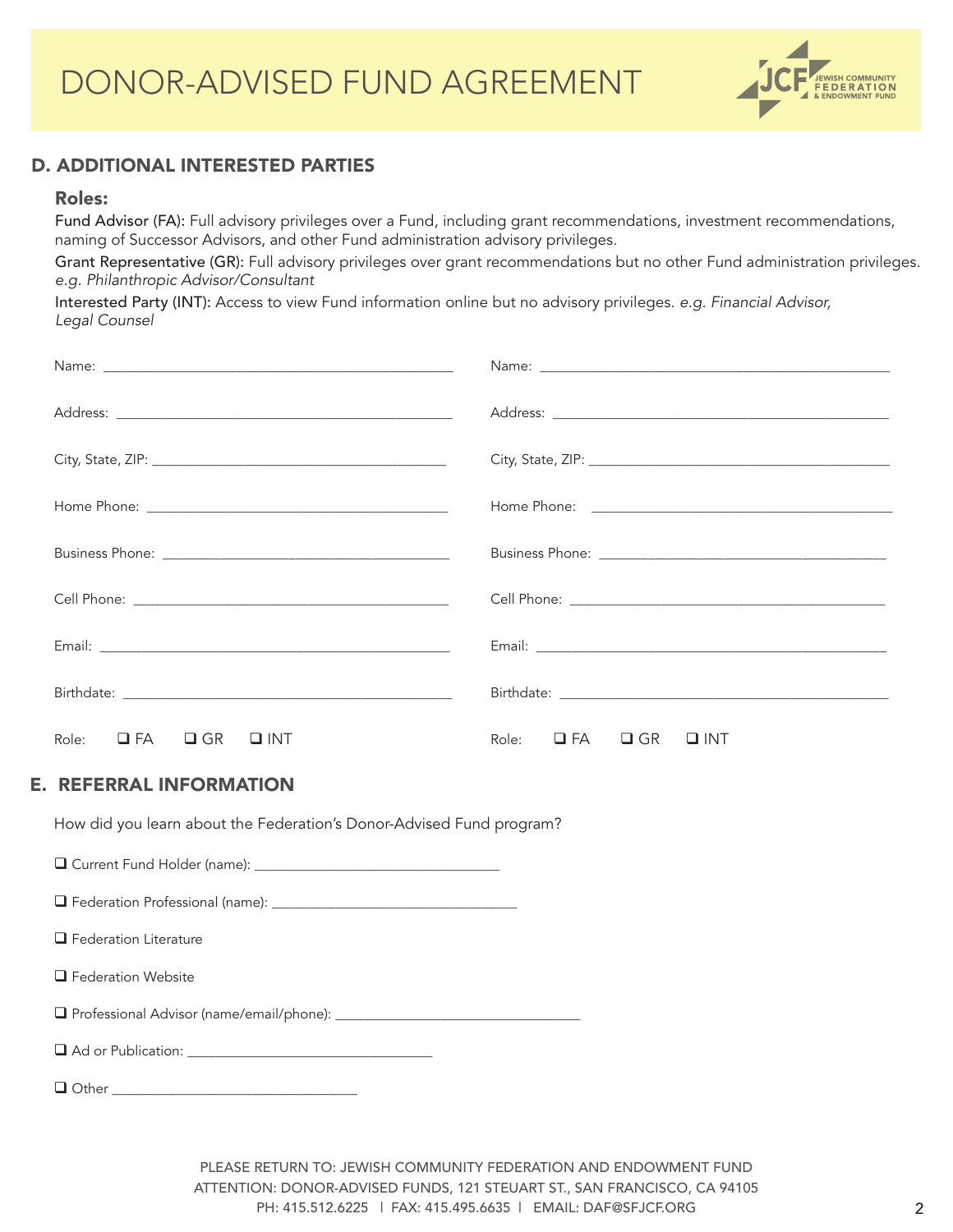# DONOR-ADVISED FUND AGREEMENT

## D. ADDITIONAL INTERESTED PARTIES

### Roles:

Fund Advisor (FA): Full advisory privileges over a Fund, including grant recommendations, investment recommendations, naming of Successor Advisors, and other Fund administration advisory privileges.

Grant Representative (GR): Full advisory privileges over grant recommendations but no other Fund administration privileges. *e.g. Philanthropic Advisor/Consultant*

Interested Party (INT): Access to view Fund information online but no advisory privileges. *e.g. Financial Advisor, Legal Counsel*

Name: ______________________________

Address: ______________________________

City, State, ZIP: ______________________________

Home Phone: ______________________________

Business Phone: ______________________________

Cell Phone: ______________________________

Email: ______________________________

Birthdate: ______________________________

Role: ❑ FA ❑ GR ❑ INT

Name: ______________________________

Address: ______________________________

City, State, ZIP: ______________________________

Home Phone: ______________________________

Business Phone: ______________________________

Cell Phone: ______________________________

Email: ______________________________

Birthdate: ______________________________

Role: ❑ FA ❑ GR ❑ INT

## E. REFERRAL INFORMATION

How did you learn about the Federation's Donor-Advised Fund program?

❑ Current Fund Holder (name): ______________________________

❑ Federation Professional (name): ______________________________

❑ Federation Literature

❑ Federation Website

❑ Professional Advisor (name/email/phone): ______________________________

❑ Ad or Publication: ______________________________

❑ Other ______________________________

PLEASE RETURN TO: JEWISH COMMUNITY FEDERATION AND ENDOWMENT FUND
ATTENTION: DONOR-ADVISED FUNDS, 121 STEUART ST., SAN FRANCISCO, CA 94105
PH: 415.512.6225 | FAX: 415.495.6635 | EMAIL: DAF@SFJCF.ORG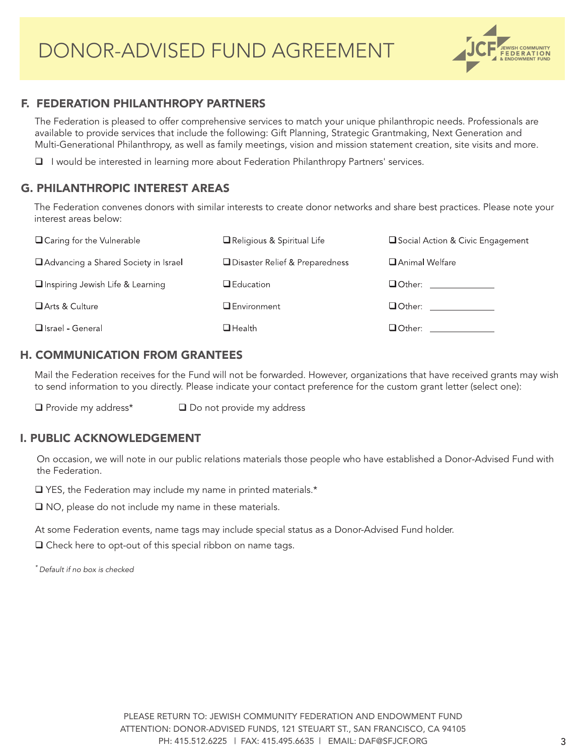# DONOR-ADVISED FUND AGREEMENT

## F. FEDERATION PHILANTHROPY PARTNERS

The Federation is pleased to offer comprehensive services to match your unique philanthropic needs. Professionals are available to provide services that include the following: Gift Planning, Strategic Grantmaking, Next Generation and Multi-Generational Philanthropy, as well as family meetings, vision and mission statement creation, site visits and more.

- ☐ I would be interested in learning more about Federation Philanthropy Partners' services.

## G. PHILANTHROPIC INTEREST AREAS

The Federation convenes donors with similar interests to create donor networks and share best practices. Please note your interest areas below:

| | | |
|---|---|---|
| ☐ Caring for the Vulnerable | ☐ Religious & Spiritual Life | ☐ Social Action & Civic Engagement |
| ☐ Advancing a Shared Society in Israel | ☐ Disaster Relief & Preparedness | ☐ Animal Welfare |
| ☐ Inspiring Jewish Life & Learning | ☐ Education | ☐ Other: ____________ |
| ☐ Arts & Culture | ☐ Environment | ☐ Other: ____________ |
| ☐ Israel - General | ☐ Health | ☐ Other: ____________ |

## H. COMMUNICATION FROM GRANTEES

Mail the Federation receives for the Fund will not be forwarded. However, organizations that have received grants may wish to send information to you directly. Please indicate your contact preference for the custom grant letter (select one):

☐ Provide my address*     ☐ Do not provide my address

## I. PUBLIC ACKNOWLEDGEMENT

On occasion, we will note in our public relations materials those people who have established a Donor-Advised Fund with the Federation.

☐ YES, the Federation may include my name in printed materials.*

☐ NO, please do not include my name in these materials.

At some Federation events, name tags may include special status as a Donor-Advised Fund holder.

☐ Check here to opt-out of this special ribbon on name tags.

*\* Default if no box is checked*

PLEASE RETURN TO: JEWISH COMMUNITY FEDERATION AND ENDOWMENT FUND
ATTENTION: DONOR-ADVISED FUNDS, 121 STEUART ST., SAN FRANCISCO, CA 94105
PH: 415.512.6225 | FAX: 415.495.6635 | EMAIL: DAF@SFJCF.ORG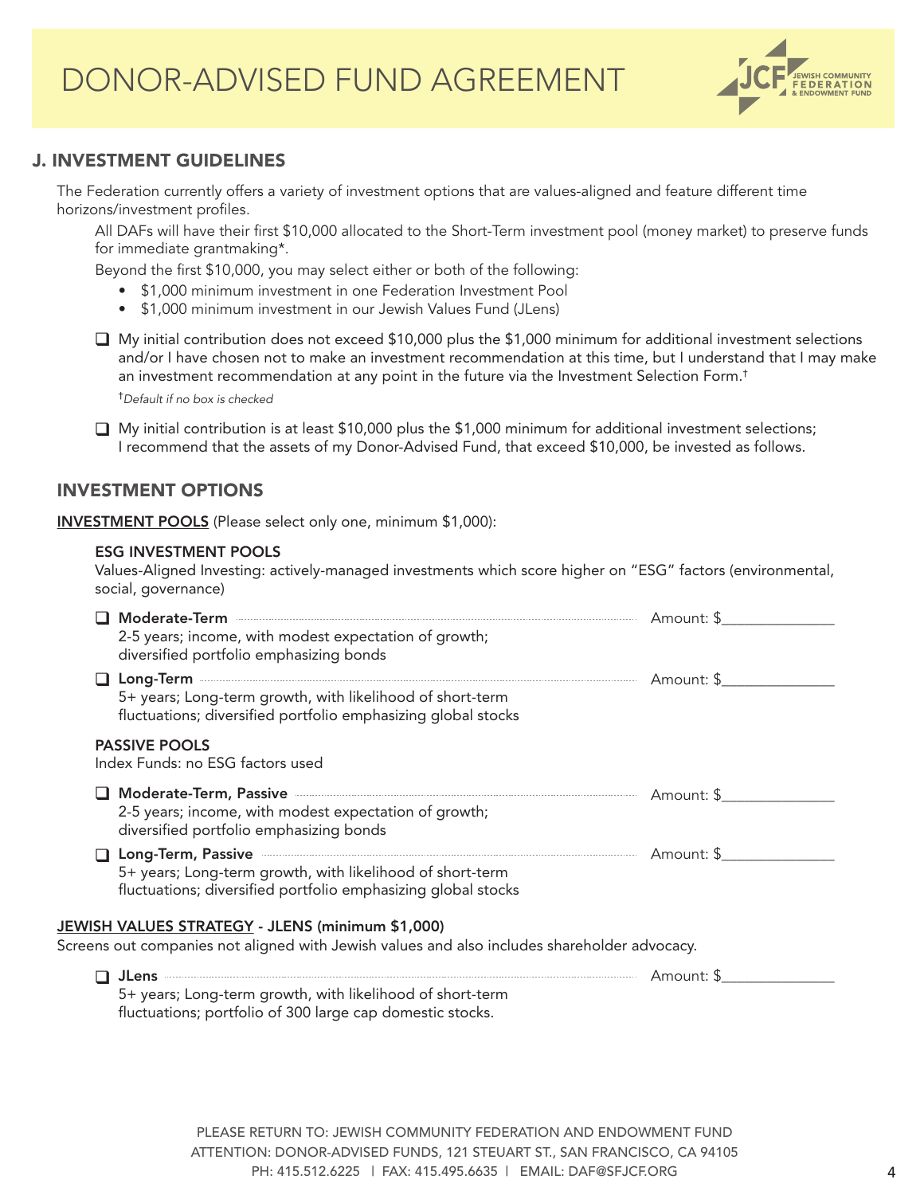# DONOR-ADVISED FUND AGREEMENT

## J. INVESTMENT GUIDELINES

The Federation currently offers a variety of investment options that are values-aligned and feature different time horizons/investment profiles.

All DAFs will have their first $10,000 allocated to the Short-Term investment pool (money market) to preserve funds for immediate grantmaking*.

Beyond the first $10,000, you may select either or both of the following:

- $1,000 minimum investment in one Federation Investment Pool
- $1,000 minimum investment in our Jewish Values Fund (JLens)

☐ My initial contribution does not exceed $10,000 plus the $1,000 minimum for additional investment selections and/or I have chosen not to make an investment recommendation at this time, but I understand that I may make an investment recommendation at any point in the future via the Investment Selection Form.†

*†Default if no box is checked*

☐ My initial contribution is at least $10,000 plus the $1,000 minimum for additional investment selections; I recommend that the assets of my Donor-Advised Fund, that exceed $10,000, be invested as follows.

## INVESTMENT OPTIONS

**INVESTMENT POOLS** (Please select only one, minimum $1,000):

### ESG INVESTMENT POOLS

Values-Aligned Investing: actively-managed investments which score higher on "ESG" factors (environmental, social, governance)

☐ **Moderate-Term** ........................ Amount: $______________
2-5 years; income, with modest expectation of growth; diversified portfolio emphasizing bonds

☐ **Long-Term** ........................ Amount: $______________
5+ years; Long-term growth, with likelihood of short-term fluctuations; diversified portfolio emphasizing global stocks

### PASSIVE POOLS

Index Funds: no ESG factors used

☐ **Moderate-Term, Passive** ........................ Amount: $______________
2-5 years; income, with modest expectation of growth; diversified portfolio emphasizing bonds

☐ **Long-Term, Passive** ........................ Amount: $______________
5+ years; Long-term growth, with likelihood of short-term fluctuations; diversified portfolio emphasizing global stocks

**JEWISH VALUES STRATEGY - JLENS (minimum $1,000)**

Screens out companies not aligned with Jewish values and also includes shareholder advocacy.

☐ **JLens** ........................ Amount: $______________
5+ years; Long-term growth, with likelihood of short-term fluctuations; portfolio of 300 large cap domestic stocks.

PLEASE RETURN TO: JEWISH COMMUNITY FEDERATION AND ENDOWMENT FUND
ATTENTION: DONOR-ADVISED FUNDS, 121 STEUART ST., SAN FRANCISCO, CA 94105
PH: 415.512.6225 | FAX: 415.495.6635 | EMAIL: DAF@SFJCF.ORG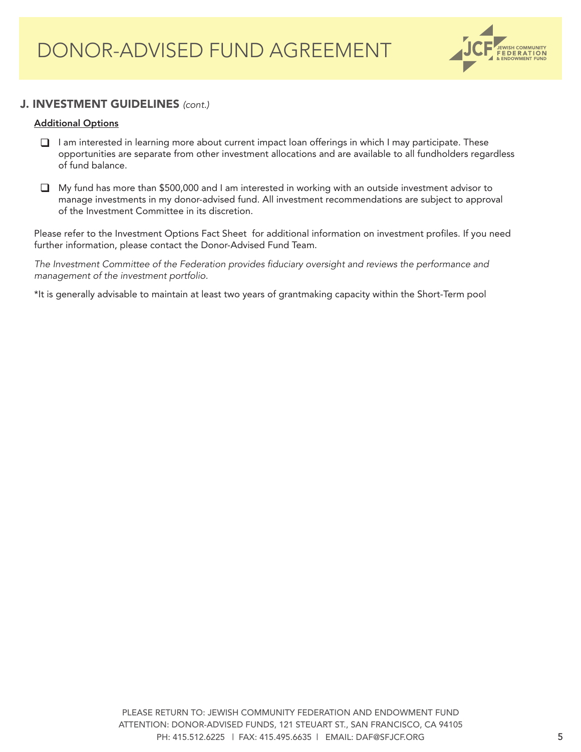## J. INVESTMENT GUIDELINES *(cont.)*

**Additional Options**

- ☐ I am interested in learning more about current impact loan offerings in which I may participate. These opportunities are separate from other investment allocations and are available to all fundholders regardless of fund balance.

- ☐ My fund has more than $500,000 and I am interested in working with an outside investment advisor to manage investments in my donor-advised fund. All investment recommendations are subject to approval of the Investment Committee in its discretion.

Please refer to the Investment Options Fact Sheet for additional information on investment profiles. If you need further information, please contact the Donor-Advised Fund Team.

*The Investment Committee of the Federation provides fiduciary oversight and reviews the performance and management of the investment portfolio.*

*It is generally advisable to maintain at least two years of grantmaking capacity within the Short-Term pool

PLEASE RETURN TO: JEWISH COMMUNITY FEDERATION AND ENDOWMENT FUND
ATTENTION: DONOR-ADVISED FUNDS, 121 STEUART ST., SAN FRANCISCO, CA 94105
PH: 415.512.6225 | FAX: 415.495.6635 | EMAIL: DAF@SFJCF.ORG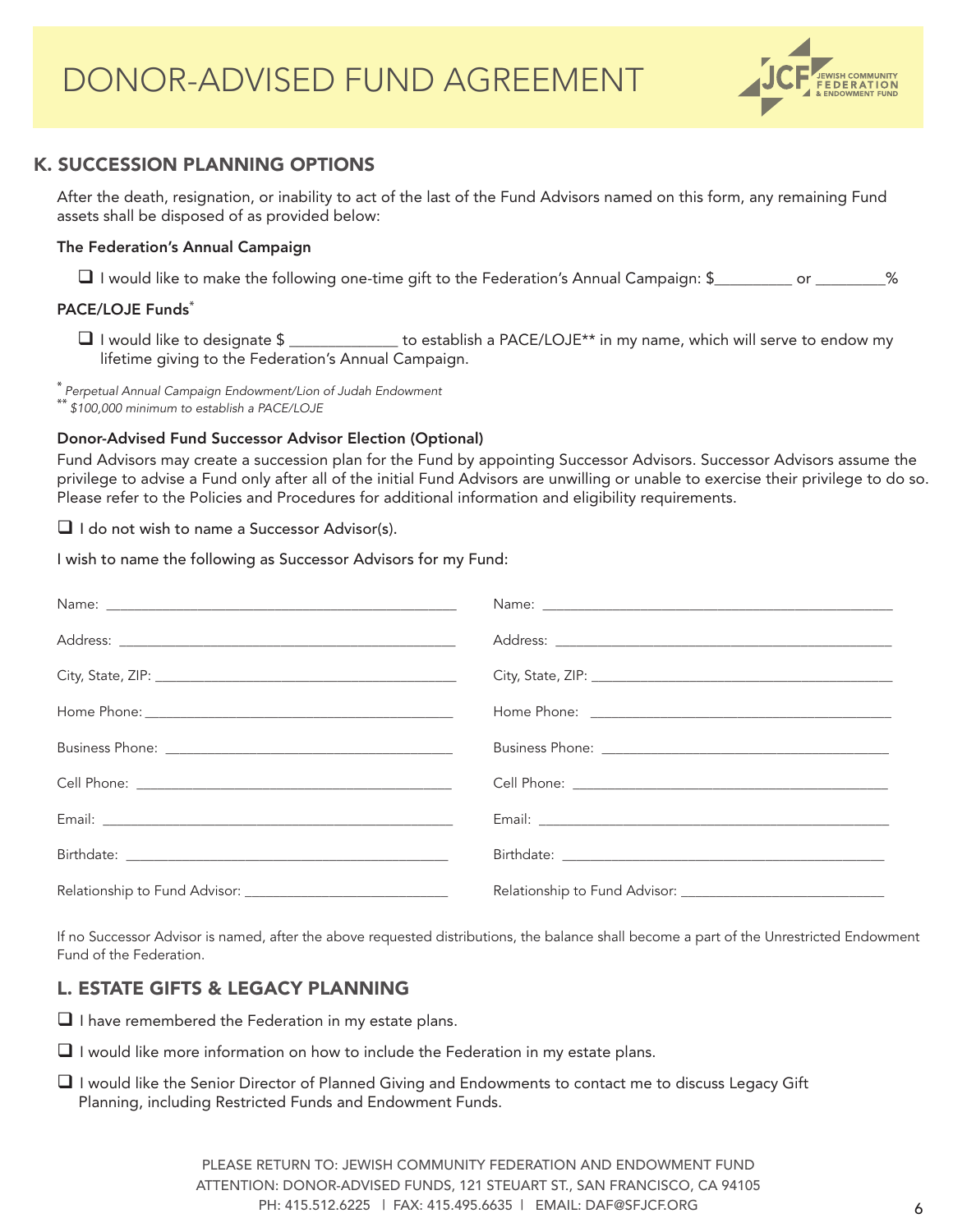# DONOR-ADVISED FUND AGREEMENT

## K. SUCCESSION PLANNING OPTIONS

After the death, resignation, or inability to act of the last of the Fund Advisors named on this form, any remaining Fund assets shall be disposed of as provided below:

**The Federation's Annual Campaign**

- ❑ I would like to make the following one-time gift to the Federation's Annual Campaign: $_________ or ________%

**PACE/LOJE Funds***

- ❑ I would like to designate $ _____________ to establish a PACE/LOJE** in my name, which will serve to endow my lifetime giving to the Federation's Annual Campaign.

\* *Perpetual Annual Campaign Endowment/Lion of Judah Endowment*
\*\* *$100,000 minimum to establish a PACE/LOJE*

**Donor-Advised Fund Successor Advisor Election (Optional)**

Fund Advisors may create a succession plan for the Fund by appointing Successor Advisors. Successor Advisors assume the privilege to advise a Fund only after all of the initial Fund Advisors are unwilling or unable to exercise their privilege to do so. Please refer to the Policies and Procedures for additional information and eligibility requirements.

❑ I do not wish to name a Successor Advisor(s).

I wish to name the following as Successor Advisors for my Fund:

| | |
|---|---|
| Name: _______________ | Name: _______________ |
| Address: _______________ | Address: _______________ |
| City, State, ZIP: _______________ | City, State, ZIP: _______________ |
| Home Phone: _______________ | Home Phone: _______________ |
| Business Phone: _______________ | Business Phone: _______________ |
| Cell Phone: _______________ | Cell Phone: _______________ |
| Email: _______________ | Email: _______________ |
| Birthdate: _______________ | Birthdate: _______________ |
| Relationship to Fund Advisor: _______________ | Relationship to Fund Advisor: _______________ |

If no Successor Advisor is named, after the above requested distributions, the balance shall become a part of the Unrestricted Endowment Fund of the Federation.

## L. ESTATE GIFTS & LEGACY PLANNING

❑ I have remembered the Federation in my estate plans.

❑ I would like more information on how to include the Federation in my estate plans.

❑ I would like the Senior Director of Planned Giving and Endowments to contact me to discuss Legacy Gift Planning, including Restricted Funds and Endowment Funds.

PLEASE RETURN TO: JEWISH COMMUNITY FEDERATION AND ENDOWMENT FUND
ATTENTION: DONOR-ADVISED FUNDS, 121 STEUART ST., SAN FRANCISCO, CA 94105
PH: 415.512.6225 | FAX: 415.495.6635 | EMAIL: DAF@SFJCF.ORG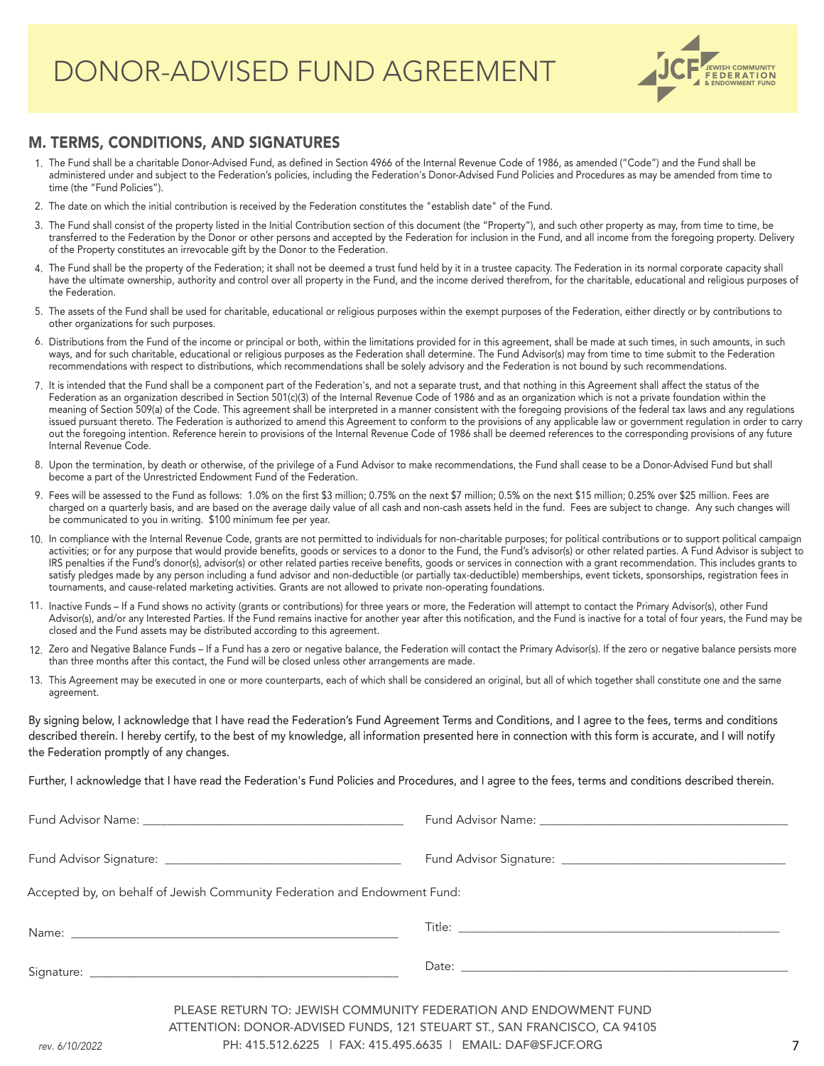# DONOR-ADVISED FUND AGREEMENT

JCF JEWISH COMMUNITY FEDERATION & ENDOWMENT FUND

## M. TERMS, CONDITIONS, AND SIGNATURES

1. The Fund shall be a charitable Donor-Advised Fund, as defined in Section 4966 of the Internal Revenue Code of 1986, as amended ("Code") and the Fund shall be administered under and subject to the Federation's policies, including the Federation's Donor-Advised Fund Policies and Procedures as may be amended from time to time (the "Fund Policies").
2. The date on which the initial contribution is received by the Federation constitutes the "establish date" of the Fund.
3. The Fund shall consist of the property listed in the Initial Contribution section of this document (the "Property"), and such other property as may, from time to time, be transferred to the Federation by the Donor or other persons and accepted by the Federation for inclusion in the Fund, and all income from the foregoing property. Delivery of the Property constitutes an irrevocable gift by the Donor to the Federation.
4. The Fund shall be the property of the Federation; it shall not be deemed a trust fund held by it in a trustee capacity. The Federation in its normal corporate capacity shall have the ultimate ownership, authority and control over all property in the Fund, and the income derived therefrom, for the charitable, educational and religious purposes of the Federation.
5. The assets of the Fund shall be used for charitable, educational or religious purposes within the exempt purposes of the Federation, either directly or by contributions to other organizations for such purposes.
6. Distributions from the Fund of the income or principal or both, within the limitations provided for in this agreement, shall be made at such times, in such amounts, in such ways, and for such charitable, educational or religious purposes as the Federation shall determine. The Fund Advisor(s) may from time to time submit to the Federation recommendations with respect to distributions, which recommendations shall be solely advisory and the Federation is not bound by such recommendations.
7. It is intended that the Fund shall be a component part of the Federation's, and not a separate trust, and that nothing in this Agreement shall affect the status of the Federation as an organization described in Section 501(c)(3) of the Internal Revenue Code of 1986 and as an organization which is not a private foundation within the meaning of Section 509(a) of the Code. This agreement shall be interpreted in a manner consistent with the foregoing provisions of the federal tax laws and any regulations issued pursuant thereto. The Federation is authorized to amend this Agreement to conform to the provisions of any applicable law or government regulation in order to carry out the foregoing intention. Reference herein to provisions of the Internal Revenue Code of 1986 shall be deemed references to the corresponding provisions of any future Internal Revenue Code.
8. Upon the termination, by death or otherwise, of the privilege of a Fund Advisor to make recommendations, the Fund shall cease to be a Donor-Advised Fund but shall become a part of the Unrestricted Endowment Fund of the Federation.
9. Fees will be assessed to the Fund as follows: 1.0% on the first $3 million; 0.75% on the next $7 million; 0.5% on the next $15 million; 0.25% over $25 million. Fees are charged on a quarterly basis, and are based on the average daily value of all cash and non-cash assets held in the fund. Fees are subject to change. Any such changes will be communicated to you in writing. $100 minimum fee per year.
10. In compliance with the Internal Revenue Code, grants are not permitted to individuals for non-charitable purposes; for political contributions or to support political campaign activities; or for any purpose that would provide benefits, goods or services to a donor to the Fund, the Fund's advisor(s) or other related parties. A Fund Advisor is subject to IRS penalties if the Fund's donor(s), advisor(s) or other related parties receive benefits, goods or services in connection with a grant recommendation. This includes grants to satisfy pledges made by any person including a fund advisor and non-deductible (or partially tax-deductible) memberships, event tickets, sponsorships, registration fees in tournaments, and cause-related marketing activities. Grants are not allowed to private non-operating foundations.
11. Inactive Funds – If a Fund shows no activity (grants or contributions) for three years or more, the Federation will attempt to contact the Primary Advisor(s), other Fund Advisor(s), and/or any Interested Parties. If the Fund remains inactive for another year after this notification, and the Fund is inactive for a total of four years, the Fund may be closed and the Fund assets may be distributed according to this agreement.
12. Zero and Negative Balance Funds – If a Fund has a zero or negative balance, the Federation will contact the Primary Advisor(s). If the zero or negative balance persists more than three months after this contact, the Fund will be closed unless other arrangements are made.
13. This Agreement may be executed in one or more counterparts, each of which shall be considered an original, but all of which together shall constitute one and the same agreement.

By signing below, I acknowledge that I have read the Federation's Fund Agreement Terms and Conditions, and I agree to the fees, terms and conditions described therein. I hereby certify, to the best of my knowledge, all information presented here in connection with this form is accurate, and I will notify the Federation promptly of any changes.

Further, I acknowledge that I have read the Federation's Fund Policies and Procedures, and I agree to the fees, terms and conditions described therein.

Fund Advisor Name: ______________________________ Fund Advisor Name: ______________________________

Fund Advisor Signature: ______________________________ Fund Advisor Signature: ______________________________

Accepted by, on behalf of Jewish Community Federation and Endowment Fund:

Name: ______________________________ Title: ______________________________

Signature: ______________________________ Date: ______________________________

PLEASE RETURN TO: JEWISH COMMUNITY FEDERATION AND ENDOWMENT FUND
ATTENTION: DONOR-ADVISED FUNDS, 121 STEUART ST., SAN FRANCISCO, CA 94105
PH: 415.512.6225 | FAX: 415.495.6635 | EMAIL: DAF@SFJCF.ORG

rev. 6/10/2022